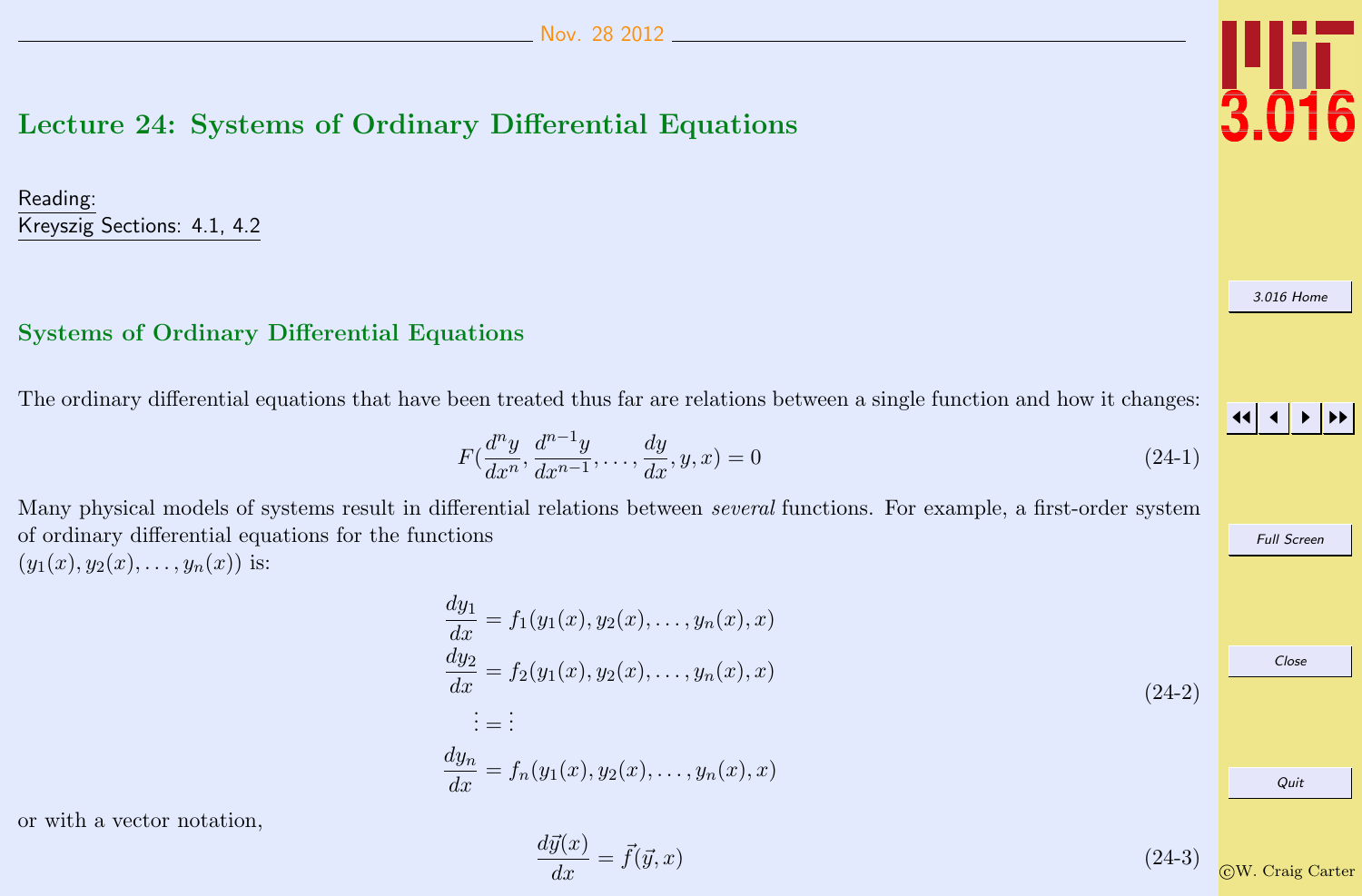# Lecture 24: Systems of Ordinary Differential Equations

Reading:
Kreyszig Sections: 4.1, 4.2

## Systems of Ordinary Differential Equations

The ordinary differential equations that have been treated thus far are relations between a single function and how it changes:

$$F(\frac{d^n y}{dx^n}, \frac{d^{n-1} y}{dx^{n-1}}, \ldots, \frac{dy}{dx}, y, x) = 0 \tag{24-1}$$

Many physical models of systems result in differential relations between *several* functions. For example, a first-order system of ordinary differential equations for the functions $(y_1(x), y_2(x), \ldots, y_n(x))$ is:

$$\begin{aligned}
\frac{dy_1}{dx} &= f_1(y_1(x), y_2(x), \ldots, y_n(x), x) \\
\frac{dy_2}{dx} &= f_2(y_1(x), y_2(x), \ldots, y_n(x), x) \\
\vdots &= \vdots \\
\frac{dy_n}{dx} &= f_n(y_1(x), y_2(x), \ldots, y_n(x), x)
\end{aligned} \tag{24-2}$$

or with a vector notation,

$$\frac{d\vec{y}(x)}{dx} = \vec{f}(\vec{y}, x) \tag{24-3}$$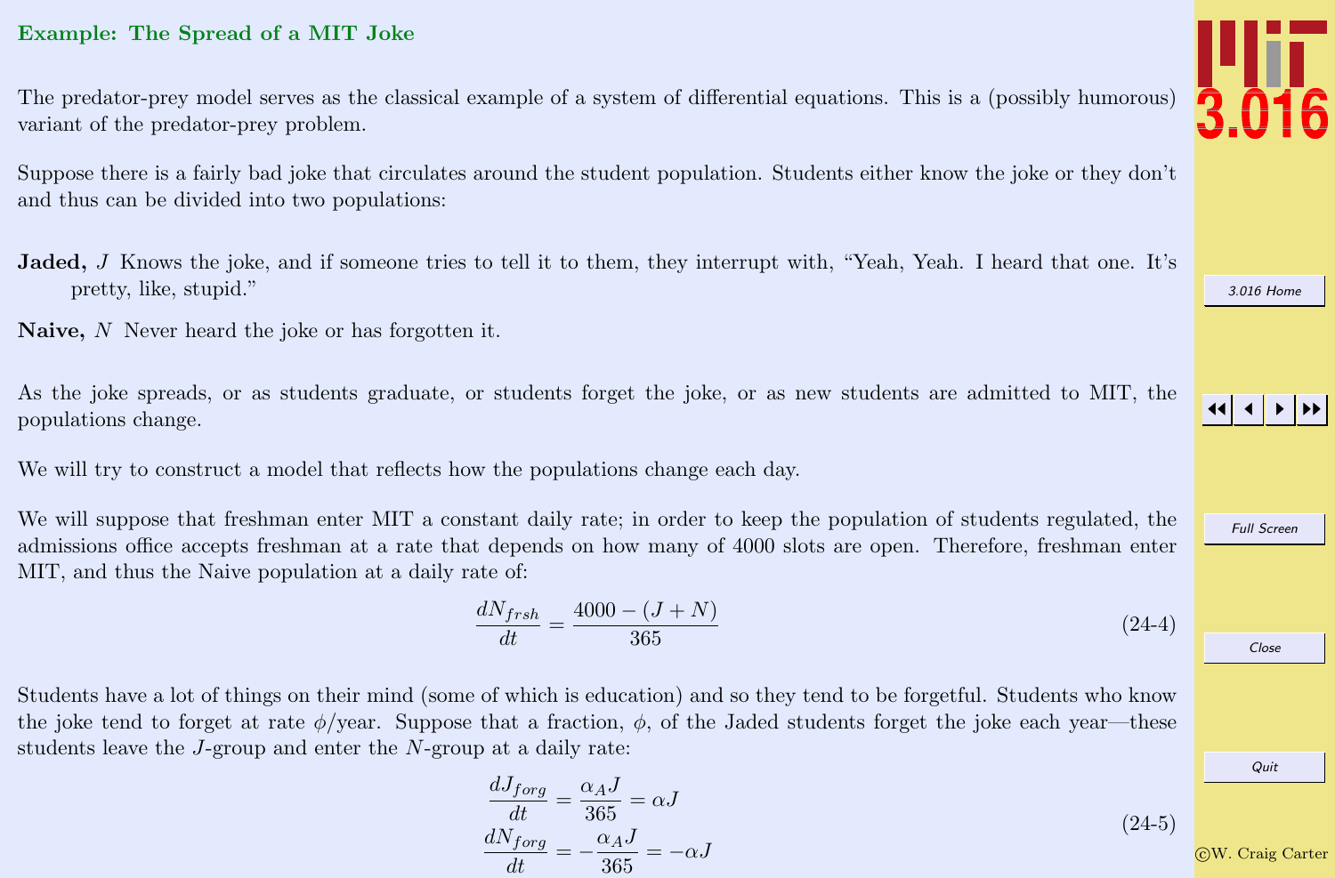### Example: The Spread of a MIT Joke

The predator-prey model serves as the classical example of a system of differential equations. This is a (possibly humorous) variant of the predator-prey problem.

Suppose there is a fairly bad joke that circulates around the student population. Students either know the joke or they don't and thus can be divided into two populations:

**Jaded,** $J$ Knows the joke, and if someone tries to tell it to them, they interrupt with, "Yeah, Yeah. I heard that one. It's pretty, like, stupid."

**Naive,** $N$ Never heard the joke or has forgotten it.

As the joke spreads, or as students graduate, or students forget the joke, or as new students are admitted to MIT, the populations change.

We will try to construct a model that reflects how the populations change each day.

We will suppose that freshman enter MIT a constant daily rate; in order to keep the population of students regulated, the admissions office accepts freshman at a rate that depends on how many of 4000 slots are open. Therefore, freshman enter MIT, and thus the Naive population at a daily rate of:

$$\frac{dN_{frsh}}{dt} = \frac{4000 - (J + N)}{365} \tag{24-4}$$

Students have a lot of things on their mind (some of which is education) and so they tend to be forgetful. Students who know the joke tend to forget at rate $\phi$/year. Suppose that a fraction, $\phi$, of the Jaded students forget the joke each year—these students leave the $J$-group and enter the $N$-group at a daily rate:

$$\begin{aligned} \frac{dJ_{forg}}{dt} &= \frac{\alpha_A J}{365} = \alpha J \\ \frac{dN_{forg}}{dt} &= -\frac{\alpha_A J}{365} = -\alpha J \end{aligned} \tag{24-5}$$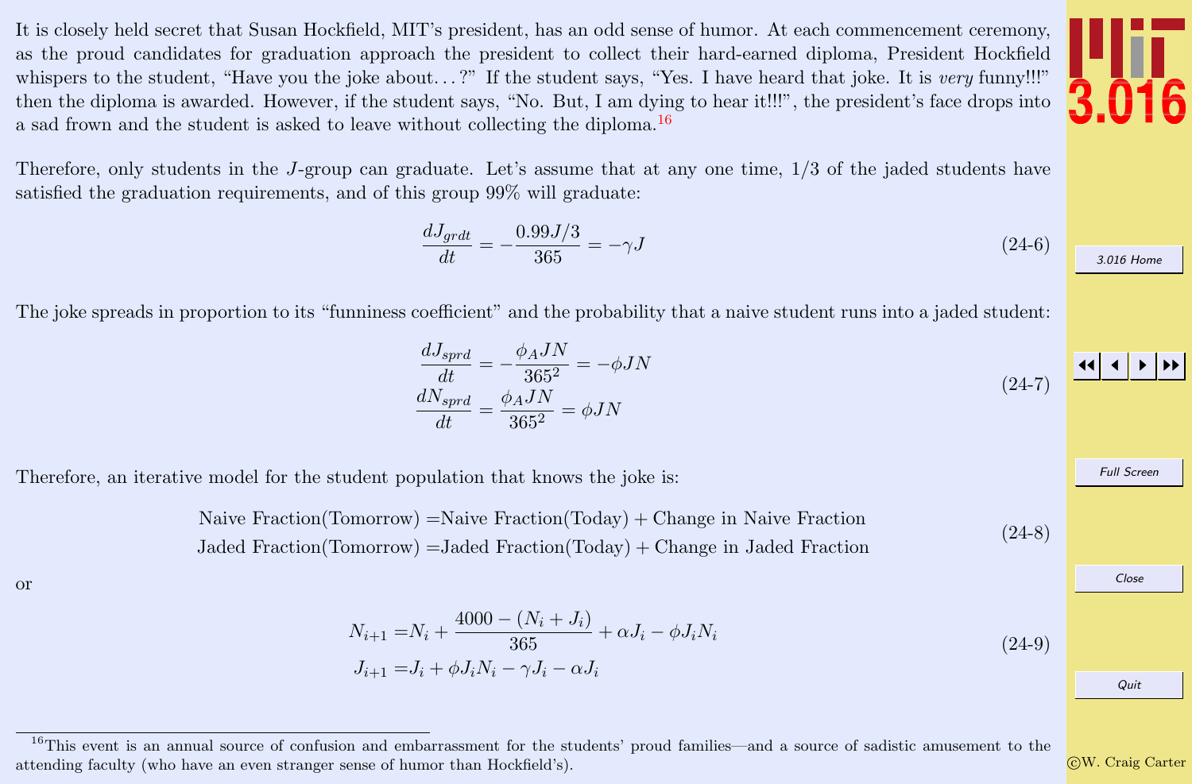It is closely held secret that Susan Hockfield, MIT's president, has an odd sense of humor. At each commencement ceremony, as the proud candidates for graduation approach the president to collect their hard-earned diploma, President Hockfield whispers to the student, "Have you the joke about. . . ?" If the student says, "Yes. I have heard that joke. It is *very* funny!!!" then the diploma is awarded. However, if the student says, "No. But, I am dying to hear it!!!", the president's face drops into a sad frown and the student is asked to leave without collecting the diploma.[16]

Therefore, only students in the $J$-group can graduate. Let's assume that at any one time, 1/3 of the jaded students have satisfied the graduation requirements, and of this group 99% will graduate:

$$\frac{dJ_{grdt}}{dt} = -\frac{0.99J/3}{365} = -\gamma J \tag{24-6}$$

The joke spreads in proportion to its "funniness coefficient" and the probability that a naive student runs into a jaded student:

$$\begin{aligned} \frac{dJ_{sprd}}{dt} &= -\frac{\phi_A JN}{365^2} = -\phi JN \\ \frac{dN_{sprd}}{dt} &= \frac{\phi_A JN}{365^2} = \phi JN \end{aligned} \tag{24-7}$$

Therefore, an iterative model for the student population that knows the joke is:

$$\begin{aligned} \text{Naive Fraction(Tomorrow)} &= \text{Naive Fraction(Today)} + \text{Change in Naive Fraction} \\ \text{Jaded Fraction(Tomorrow)} &= \text{Jaded Fraction(Today)} + \text{Change in Jaded Fraction} \end{aligned} \tag{24-8}$$

or

$$\begin{aligned} N_{i+1} &= N_i + \frac{4000 - (N_i + J_i)}{365} + \alpha J_i - \phi J_i N_i \\ J_{i+1} &= J_i + \phi J_i N_i - \gamma J_i - \alpha J_i \end{aligned} \tag{24-9}$$

---

[16] This event is an annual source of confusion and embarrassment for the students' proud families—and a source of sadistic amusement to the attending faculty (who have an even stranger sense of humor than Hockfield's).